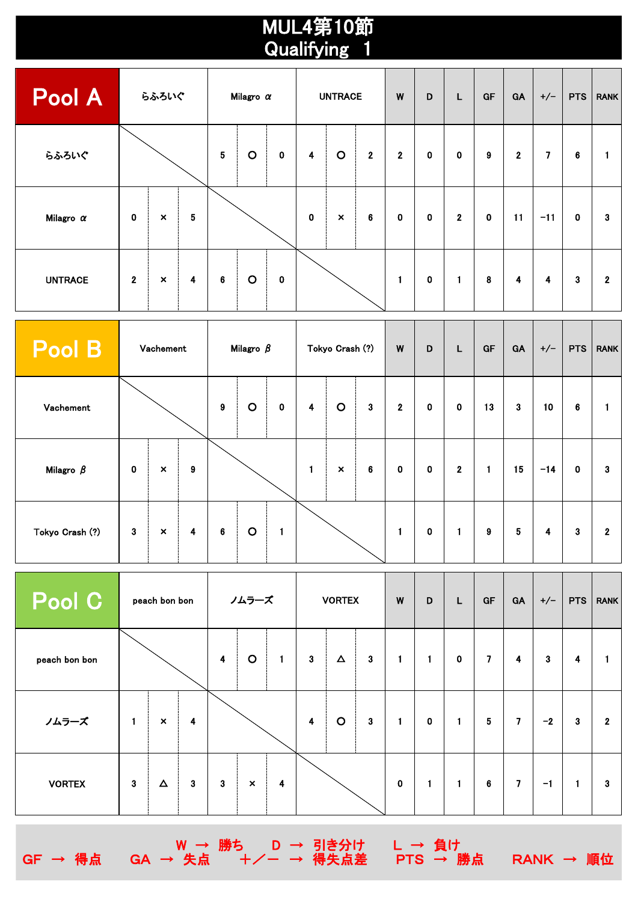# MUL4第10節
## Qualifying 1

| Pool A | らふろいぐ | | | Milagro α | | | UNTRACE | | | W | D | L | GF | GA | +/− | PTS | RANK |
|---|---|---|---|---|---|---|---|---|---|---|---|---|---|---|---|---|---|
| らふろいぐ | | | | 5 | ○ | 0 | 4 | ○ | 2 | 2 | 0 | 0 | 9 | 2 | 7 | 6 | 1 |
| Milagro α | 0 | × | 5 | | | | 0 | × | 6 | 0 | 0 | 2 | 0 | 11 | −11 | 0 | 3 |
| UNTRACE | 2 | × | 4 | 6 | ○ | 0 | | | | 1 | 0 | 1 | 8 | 4 | 4 | 3 | 2 |

| Pool B | Vachement | | | Milagro β | | | Tokyo Crash (?) | | | W | D | L | GF | GA | +/− | PTS | RANK |
|---|---|---|---|---|---|---|---|---|---|---|---|---|---|---|---|---|---|
| Vachement | | | | 9 | ○ | 0 | 4 | ○ | 3 | 2 | 0 | 0 | 13 | 3 | 10 | 6 | 1 |
| Milagro β | 0 | × | 9 | | | | 1 | × | 6 | 0 | 0 | 2 | 1 | 15 | −14 | 0 | 3 |
| Tokyo Crash (?) | 3 | × | 4 | 6 | ○ | 1 | | | | 1 | 0 | 1 | 9 | 5 | 4 | 3 | 2 |

| Pool C | peach bon bon | | | ノムラーズ | | | VORTEX | | | W | D | L | GF | GA | +/− | PTS | RANK |
|---|---|---|---|---|---|---|---|---|---|---|---|---|---|---|---|---|---|
| peach bon bon | | | | 4 | ○ | 1 | 3 | △ | 3 | 1 | 1 | 0 | 7 | 4 | 3 | 4 | 1 |
| ノムラーズ | 1 | × | 4 | | | | 4 | ○ | 3 | 1 | 0 | 1 | 5 | 7 | −2 | 3 | 2 |
| VORTEX | 3 | △ | 3 | 3 | × | 4 | | | | 0 | 1 | 1 | 6 | 7 | −1 | 1 | 3 |

W → 勝ち　D → 引き分け　L → 負け
GF → 得点　GA → 失点　＋／－ → 得失点差　PTS → 勝点　RANK → 順位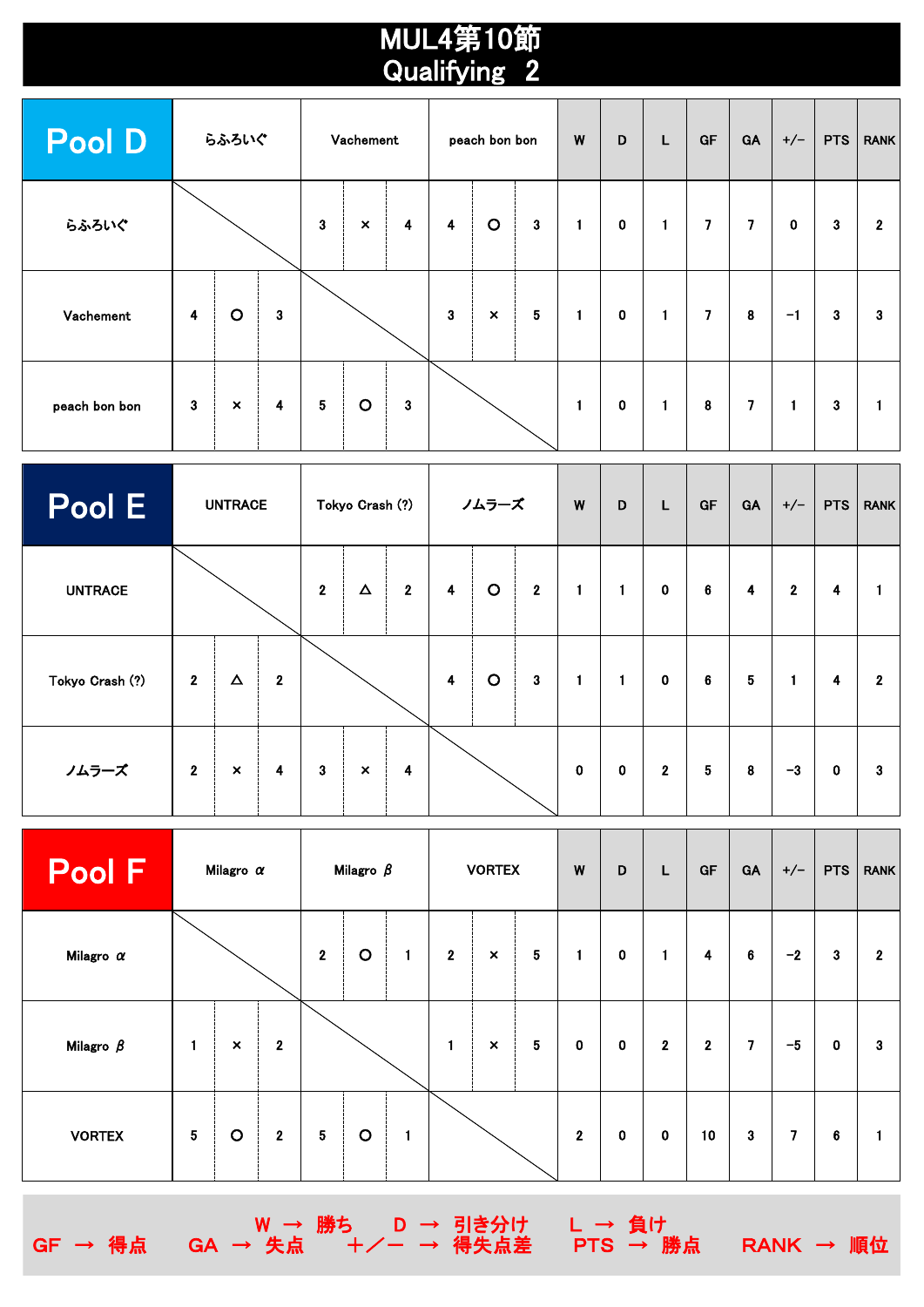# MUL4第10節
## Qualifying 2

| Pool D | らふろいぐ | Vachement | peach bon bon | W | D | L | GF | GA | +/− | PTS | RANK |
|---|---|---|---|---|---|---|---|---|---|---|---|
| らふろいぐ | | 3 × 4 | 4 ○ 3 | 1 | 0 | 1 | 7 | 7 | 0 | 3 | 2 |
| Vachement | 4 ○ 3 | | 3 × 5 | 1 | 0 | 1 | 7 | 8 | −1 | 3 | 3 |
| peach bon bon | 3 × 4 | 5 ○ 3 | | 1 | 0 | 1 | 8 | 7 | 1 | 3 | 1 |

| Pool E | UNTRACE | Tokyo Crash (?) | ノムラーズ | W | D | L | GF | GA | +/− | PTS | RANK |
|---|---|---|---|---|---|---|---|---|---|---|---|
| UNTRACE | | 2 △ 2 | 4 ○ 2 | 1 | 1 | 0 | 6 | 4 | 2 | 4 | 1 |
| Tokyo Crash (?) | 2 △ 2 | | 4 ○ 3 | 1 | 1 | 0 | 6 | 5 | 1 | 4 | 2 |
| ノムラーズ | 2 × 4 | 3 × 4 | | 0 | 0 | 2 | 5 | 8 | −3 | 0 | 3 |

| Pool F | Milagro α | Milagro β | VORTEX | W | D | L | GF | GA | +/− | PTS | RANK |
|---|---|---|---|---|---|---|---|---|---|---|---|
| Milagro α | | 2 ○ 1 | 2 × 5 | 1 | 0 | 1 | 4 | 6 | −2 | 3 | 2 |
| Milagro β | 1 × 2 | | 1 × 5 | 0 | 0 | 2 | 2 | 7 | −5 | 0 | 3 |
| VORTEX | 5 ○ 2 | 5 ○ 1 | | 2 | 0 | 0 | 10 | 3 | 7 | 6 | 1 |

W → 勝ち　D → 引き分け　L → 負け
GF → 得点　GA → 失点　＋／− → 得失点差　PTS → 勝点　RANK → 順位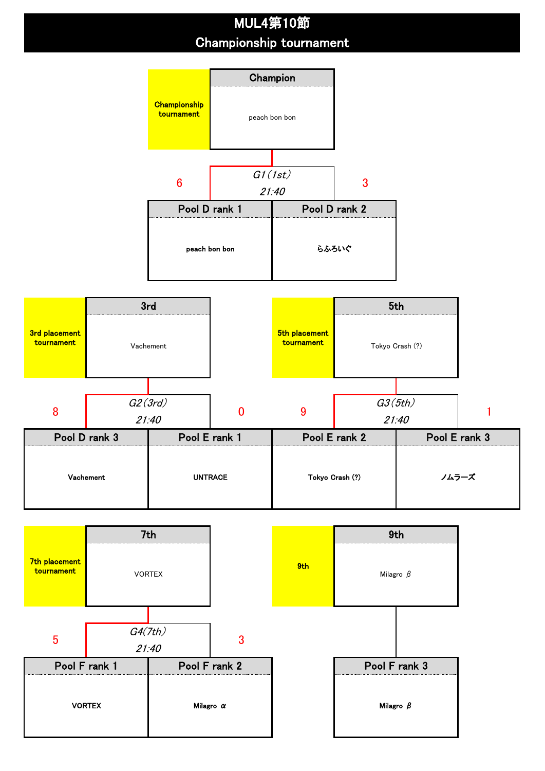# MUL4第10節
## Championship tournament

### Championship tournament

**Champion**: peach bon bon

G1（1st）21:40

| | Pool D rank 1 | Pool D rank 2 |
|---|---|---|
| Team | peach bon bon | らふろいぐ |
| Score | 6 | 3 |

### 3rd placement tournament

**3rd**: Vachement

G2（3rd）21:40

| | Pool D rank 3 | Pool E rank 1 |
|---|---|---|
| Team | Vachement | UNTRACE |
| Score | 8 | 0 |

### 5th placement tournament

**5th**: Tokyo Crash (?)

G3（5th）21:40

| | Pool E rank 2 | Pool E rank 3 |
|---|---|---|
| Team | Tokyo Crash (?) | ノムラーズ |
| Score | 9 | 1 |

### 7th placement tournament

**7th**: VORTEX

G4（7th）21:40

| | Pool F rank 1 | Pool F rank 2 |
|---|---|---|
| Team | VORTEX | Milagro α |
| Score | 5 | 3 |

### 9th

**9th**: Milagro β

| | Pool F rank 3 |
|---|---|
| Team | Milagro β |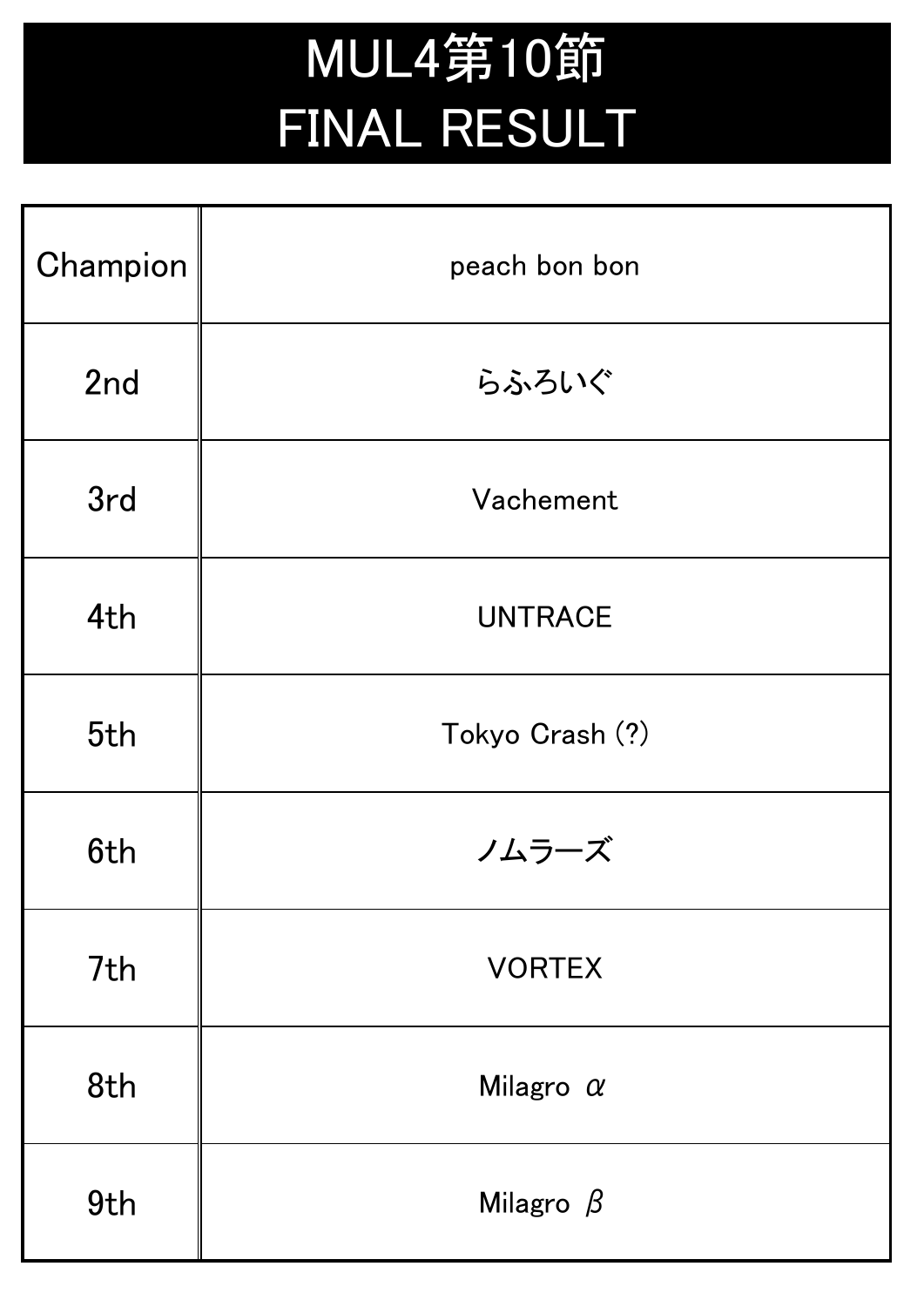# MUL4第10節
# FINAL RESULT

| | |
|---|---|
| Champion | peach bon bon |
| 2nd | らふろいぐ |
| 3rd | Vachement |
| 4th | UNTRACE |
| 5th | Tokyo Crash (?) |
| 6th | ノムラーズ |
| 7th | VORTEX |
| 8th | Milagro α |
| 9th | Milagro β |